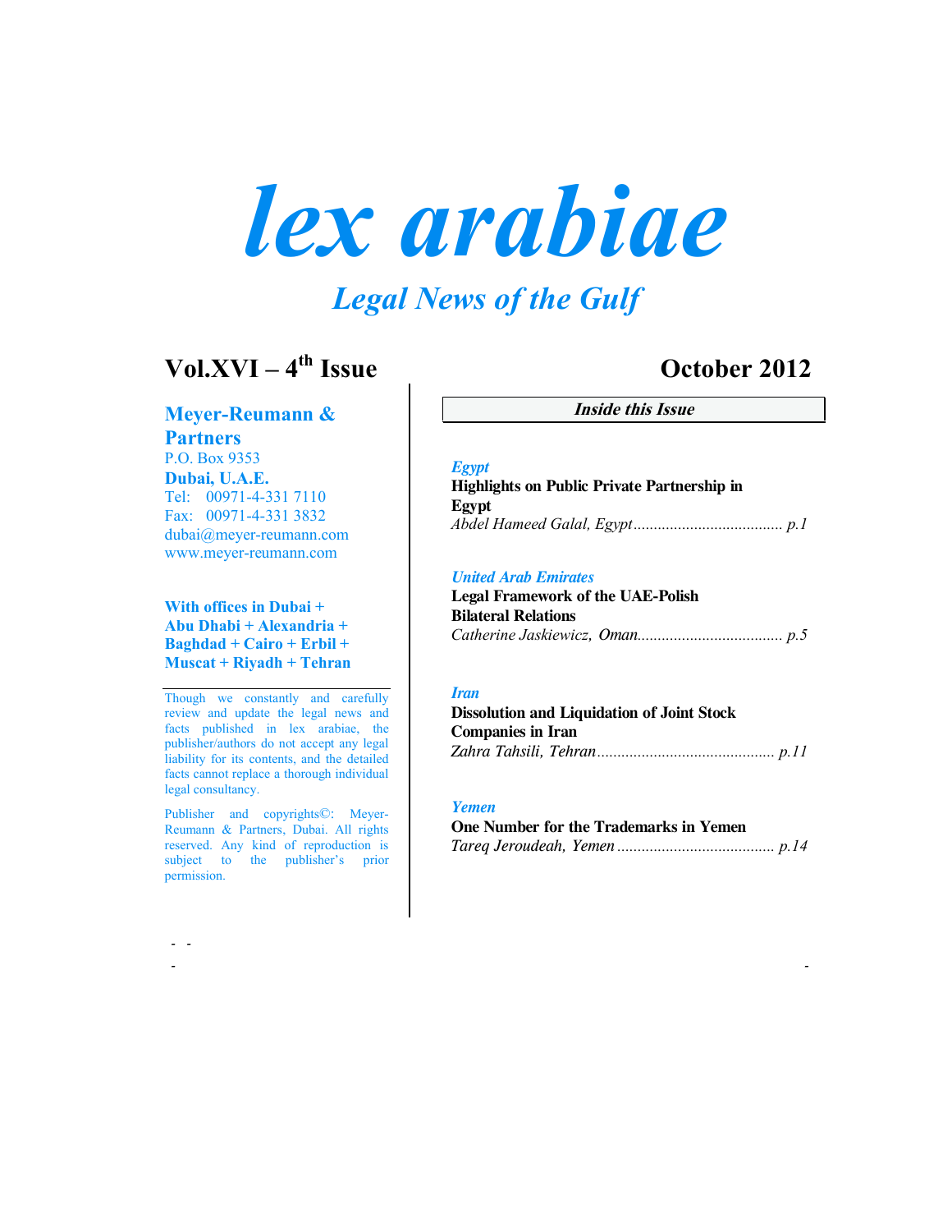# *lex arabiae*

## *Legal News of the Gulf*

**Vol.XVI – 4th Issue**

**October 2012**

**Meyer-Reumann & Partners**
P.O. Box 9353
**Dubai, U.A.E.**
Tel: 00971-4-331 7110
Fax: 00971-4-331 3832
dubai@meyer-reumann.com
www.meyer-reumann.com

**With offices in Dubai + Abu Dhabi + Alexandria + Baghdad + Cairo + Erbil + Muscat + Riyadh + Tehran**

Though we constantly and carefully review and update the legal news and facts published in lex arabiae, the publisher/authors do not accept any legal liability for its contents, and the detailed facts cannot replace a thorough individual legal consultancy.

Publisher and copyrights©: Meyer-Reumann & Partners, Dubai. All rights reserved. Any kind of reproduction is subject to the publisher's prior permission.

***Inside this Issue***

*Egypt*
**Highlights on Public Private Partnership in Egypt**
*Abdel Hameed Galal, Egypt* ..................................... *p.1*

*United Arab Emirates*
**Legal Framework of the UAE-Polish Bilateral Relations**
*Catherine Jaskiewicz, Oman* .................................... *p.5*

*Iran*
**Dissolution and Liquidation of Joint Stock Companies in Iran**
*Zahra Tahsili, Tehran* ............................................ *p.11*

*Yemen*
**One Number for the Trademarks in Yemen**
*Tareq Jeroudeah, Yemen* ....................................... *p.14*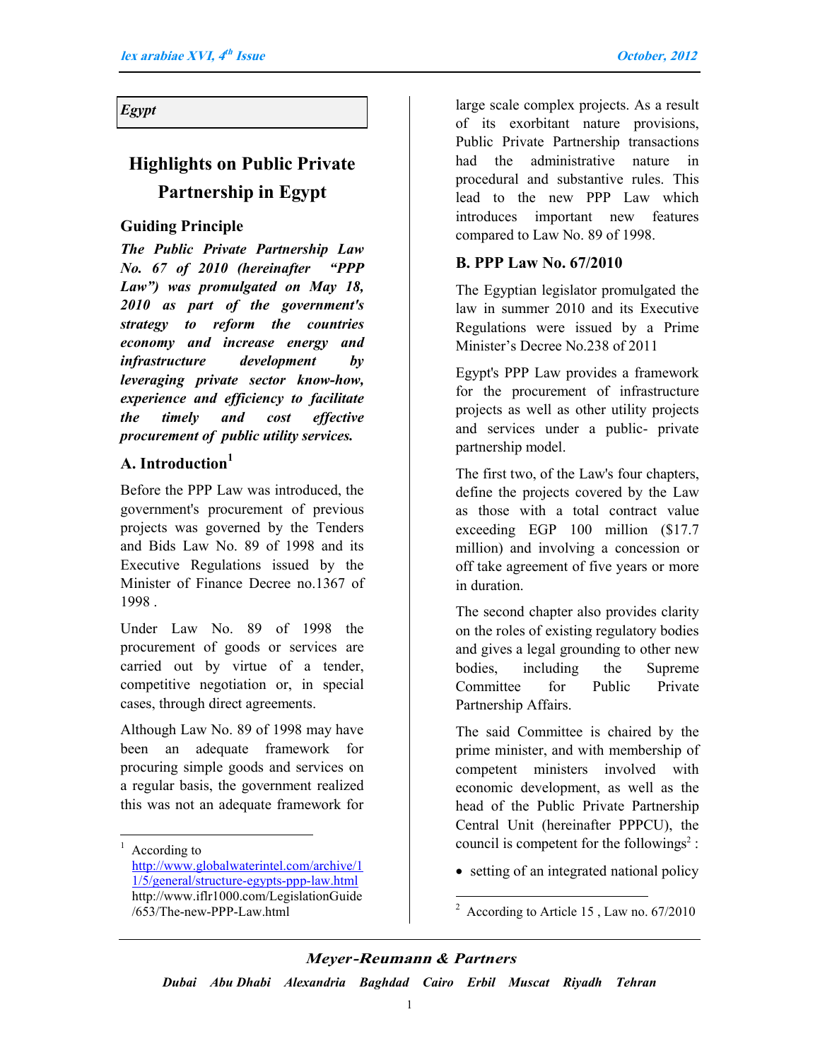*Egypt*

# Highlights on Public Private Partnership in Egypt

## Guiding Principle

***The Public Private Partnership Law No. 67 of 2010 (hereinafter "PPP Law") was promulgated on May 18, 2010 as part of the government's strategy to reform the countries economy and increase energy and infrastructure development by leveraging private sector know-how, experience and efficiency to facilitate the timely and cost effective procurement of public utility services.***

## A. Introduction[1]

Before the PPP Law was introduced, the government's procurement of previous projects was governed by the Tenders and Bids Law No. 89 of 1998 and its Executive Regulations issued by the Minister of Finance Decree no.1367 of 1998 .

Under Law No. 89 of 1998 the procurement of goods or services are carried out by virtue of a tender, competitive negotiation or, in special cases, through direct agreements.

Although Law No. 89 of 1998 may have been an adequate framework for procuring simple goods and services on a regular basis, the government realized this was not an adequate framework for large scale complex projects. As a result of its exorbitant nature provisions, Public Private Partnership transactions had the administrative nature in procedural and substantive rules. This lead to the new PPP Law which introduces important new features compared to Law No. 89 of 1998.

## B. PPP Law No. 67/2010

The Egyptian legislator promulgated the law in summer 2010 and its Executive Regulations were issued by a Prime Minister's Decree No.238 of 2011

Egypt's PPP Law provides a framework for the procurement of infrastructure projects as well as other utility projects and services under a public- private partnership model.

The first two, of the Law's four chapters, define the projects covered by the Law as those with a total contract value exceeding EGP 100 million ($17.7 million) and involving a concession or off take agreement of five years or more in duration.

The second chapter also provides clarity on the roles of existing regulatory bodies and gives a legal grounding to other new bodies, including the Supreme Committee for Public Private Partnership Affairs.

The said Committee is chaired by the prime minister, and with membership of competent ministers involved with economic development, as well as the head of the Public Private Partnership Central Unit (hereinafter PPPCU), the council is competent for the followings[2] :

- setting of an integrated national policy

---

[1] According to http://www.globalwaterintel.com/archive/11/5/general/structure-egypts-ppp-law.html http://www.iflr1000.com/LegislationGuide/653/The-new-PPP-Law.html

[2] According to Article 15 , Law no. 67/2010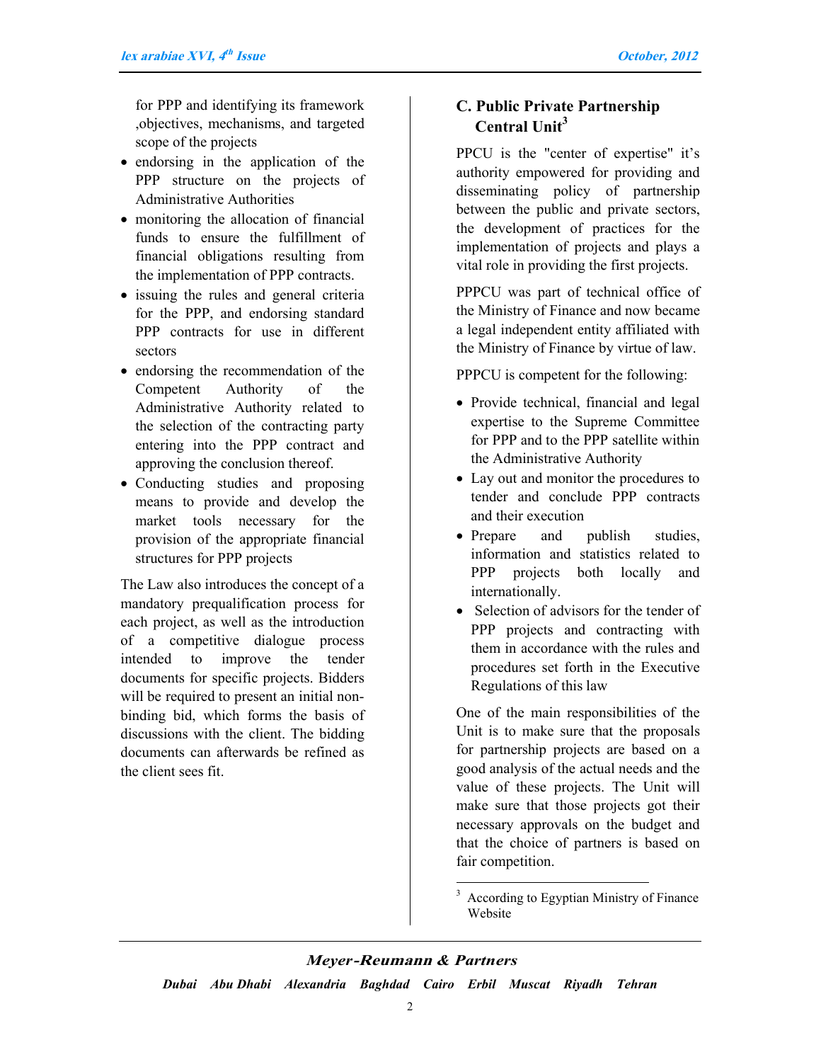for PPP and identifying its framework ,objectives, mechanisms, and targeted scope of the projects

- endorsing in the application of the PPP structure on the projects of Administrative Authorities
- monitoring the allocation of financial funds to ensure the fulfillment of financial obligations resulting from the implementation of PPP contracts.
- issuing the rules and general criteria for the PPP, and endorsing standard PPP contracts for use in different sectors
- endorsing the recommendation of the Competent Authority of the Administrative Authority related to the selection of the contracting party entering into the PPP contract and approving the conclusion thereof.
- Conducting studies and proposing means to provide and develop the market tools necessary for the provision of the appropriate financial structures for PPP projects

The Law also introduces the concept of a mandatory prequalification process for each project, as well as the introduction of a competitive dialogue process intended to improve the tender documents for specific projects. Bidders will be required to present an initial non-binding bid, which forms the basis of discussions with the client. The bidding documents can afterwards be refined as the client sees fit.

## C. Public Private Partnership Central Unit[3]

PPCU is the "center of expertise" it's authority empowered for providing and disseminating policy of partnership between the public and private sectors, the development of practices for the implementation of projects and plays a vital role in providing the first projects.

PPPCU was part of technical office of the Ministry of Finance and now became a legal independent entity affiliated with the Ministry of Finance by virtue of law.

PPPCU is competent for the following:

- Provide technical, financial and legal expertise to the Supreme Committee for PPP and to the PPP satellite within the Administrative Authority
- Lay out and monitor the procedures to tender and conclude PPP contracts and their execution
- Prepare and publish studies, information and statistics related to PPP projects both locally and internationally.
- Selection of advisors for the tender of PPP projects and contracting with them in accordance with the rules and procedures set forth in the Executive Regulations of this law

One of the main responsibilities of the Unit is to make sure that the proposals for partnership projects are based on a good analysis of the actual needs and the value of these projects. The Unit will make sure that those projects got their necessary approvals on the budget and that the choice of partners is based on fair competition.

[3] According to Egyptian Ministry of Finance Website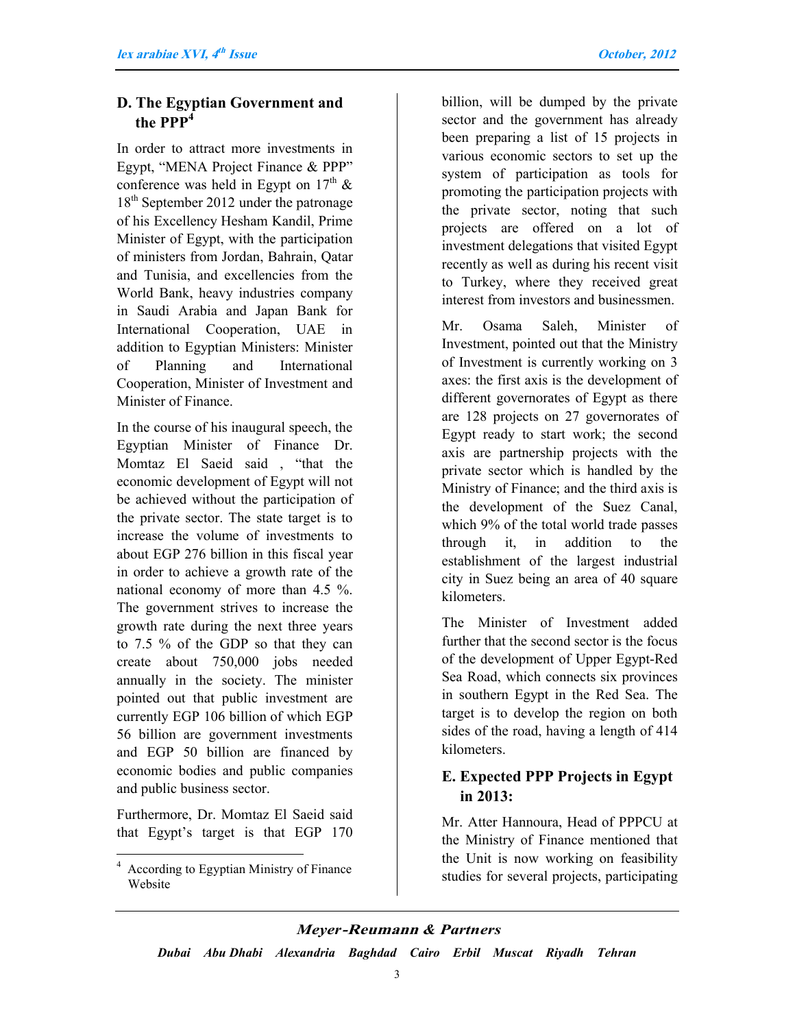## D. The Egyptian Government and the PPP[4]

In order to attract more investments in Egypt, "MENA Project Finance & PPP" conference was held in Egypt on 17th & 18th September 2012 under the patronage of his Excellency Hesham Kandil, Prime Minister of Egypt, with the participation of ministers from Jordan, Bahrain, Qatar and Tunisia, and excellencies from the World Bank, heavy industries company in Saudi Arabia and Japan Bank for International Cooperation, UAE in addition to Egyptian Ministers: Minister of Planning and International Cooperation, Minister of Investment and Minister of Finance.

In the course of his inaugural speech, the Egyptian Minister of Finance Dr. Momtaz El Saeid said , "that the economic development of Egypt will not be achieved without the participation of the private sector. The state target is to increase the volume of investments to about EGP 276 billion in this fiscal year in order to achieve a growth rate of the national economy of more than 4.5 %. The government strives to increase the growth rate during the next three years to 7.5 % of the GDP so that they can create about 750,000 jobs needed annually in the society. The minister pointed out that public investment are currently EGP 106 billion of which EGP 56 billion are government investments and EGP 50 billion are financed by economic bodies and public companies and public business sector.

Furthermore, Dr. Momtaz El Saeid said that Egypt's target is that EGP 170 billion, will be dumped by the private sector and the government has already been preparing a list of 15 projects in various economic sectors to set up the system of participation as tools for promoting the participation projects with the private sector, noting that such projects are offered on a lot of investment delegations that visited Egypt recently as well as during his recent visit to Turkey, where they received great interest from investors and businessmen.

Mr. Osama Saleh, Minister of Investment, pointed out that the Ministry of Investment is currently working on 3 axes: the first axis is the development of different governorates of Egypt as there are 128 projects on 27 governorates of Egypt ready to start work; the second axis are partnership projects with the private sector which is handled by the Ministry of Finance; and the third axis is the development of the Suez Canal, which 9% of the total world trade passes through it, in addition to the establishment of the largest industrial city in Suez being an area of 40 square kilometers.

The Minister of Investment added further that the second sector is the focus of the development of Upper Egypt-Red Sea Road, which connects six provinces in southern Egypt in the Red Sea. The target is to develop the region on both sides of the road, having a length of 414 kilometers.

## E. Expected PPP Projects in Egypt in 2013:

Mr. Atter Hannoura, Head of PPPCU at the Ministry of Finance mentioned that the Unit is now working on feasibility studies for several projects, participating

---

[4] According to Egyptian Ministry of Finance Website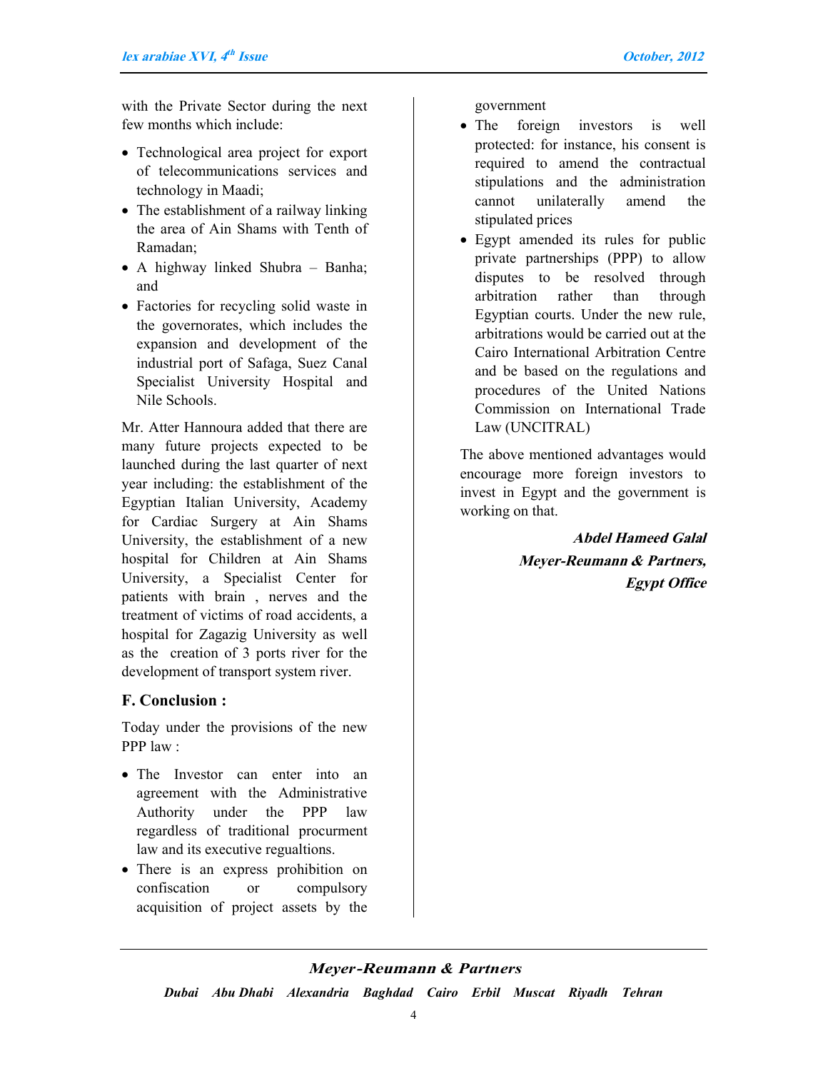with the Private Sector during the next few months which include:

- Technological area project for export of telecommunications services and technology in Maadi;
- The establishment of a railway linking the area of Ain Shams with Tenth of Ramadan;
- A highway linked Shubra – Banha; and
- Factories for recycling solid waste in the governorates, which includes the expansion and development of the industrial port of Safaga, Suez Canal Specialist University Hospital and Nile Schools.

Mr. Atter Hannoura added that there are many future projects expected to be launched during the last quarter of next year including: the establishment of the Egyptian Italian University, Academy for Cardiac Surgery at Ain Shams University, the establishment of a new hospital for Children at Ain Shams University, a Specialist Center for patients with brain , nerves and the treatment of victims of road accidents, a hospital for Zagazig University as well as the creation of 3 ports river for the development of transport system river.

### F. Conclusion :

Today under the provisions of the new PPP law :

- The Investor can enter into an agreement with the Administrative Authority under the PPP law regardless of traditional procurment law and its executive regualtions.
- There is an express prohibition on confiscation or compulsory acquisition of project assets by the government
- The foreign investors is well protected: for instance, his consent is required to amend the contractual stipulations and the administration cannot unilaterally amend the stipulated prices
- Egypt amended its rules for public private partnerships (PPP) to allow disputes to be resolved through arbitration rather than through Egyptian courts. Under the new rule, arbitrations would be carried out at the Cairo International Arbitration Centre and be based on the regulations and procedures of the United Nations Commission on International Trade Law (UNCITRAL)

The above mentioned advantages would encourage more foreign investors to invest in Egypt and the government is working on that.

***Abdel Hameed Galal***
***Meyer-Reumann & Partners,***
***Egypt Office***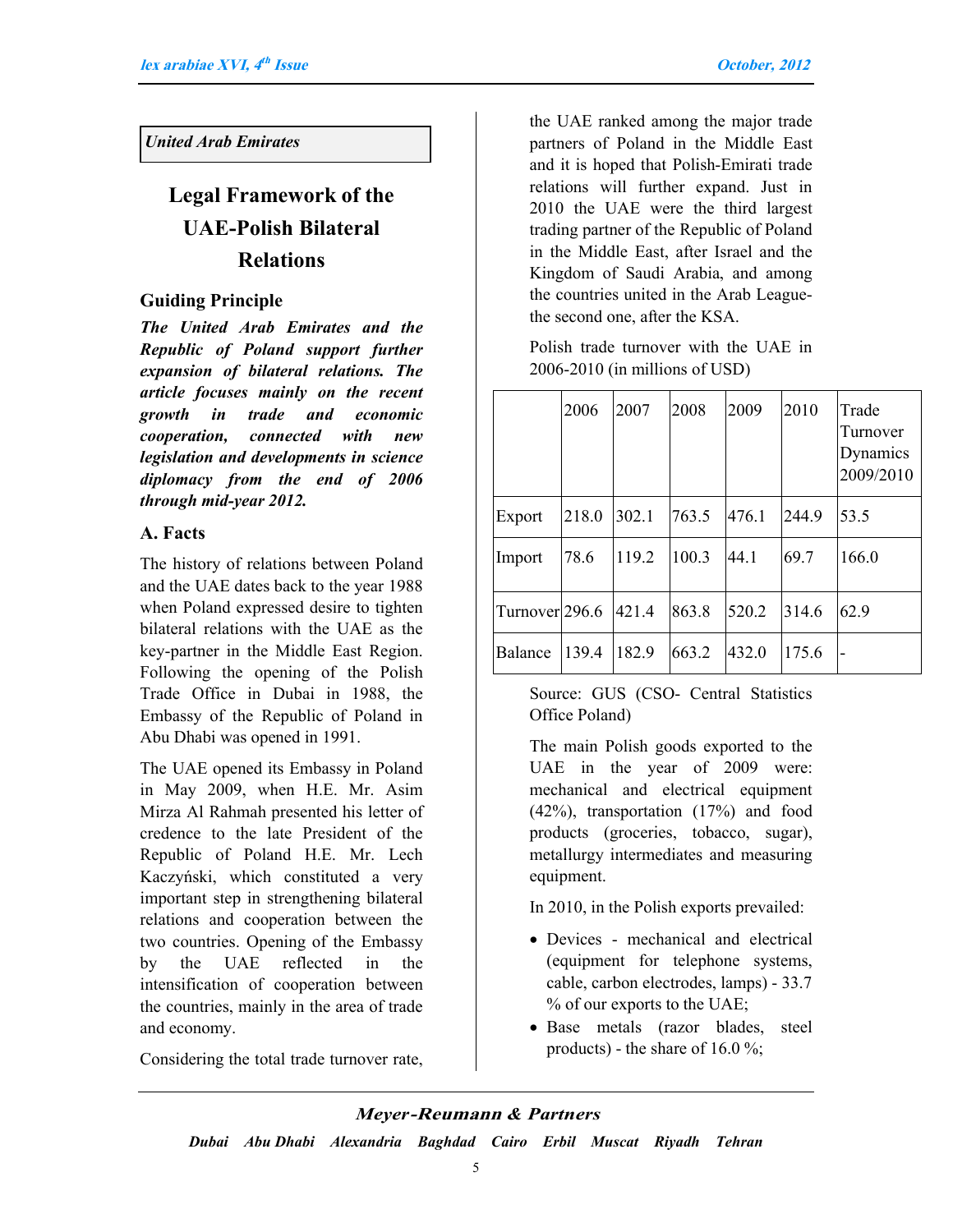United Arab Emirates

# Legal Framework of the UAE-Polish Bilateral Relations

## Guiding Principle

***The United Arab Emirates and the Republic of Poland support further expansion of bilateral relations. The article focuses mainly on the recent growth in trade and economic cooperation, connected with new legislation and developments in science diplomacy from the end of 2006 through mid-year 2012.***

## A. Facts

The history of relations between Poland and the UAE dates back to the year 1988 when Poland expressed desire to tighten bilateral relations with the UAE as the key-partner in the Middle East Region. Following the opening of the Polish Trade Office in Dubai in 1988, the Embassy of the Republic of Poland in Abu Dhabi was opened in 1991.

The UAE opened its Embassy in Poland in May 2009, when H.E. Mr. Asim Mirza Al Rahmah presented his letter of credence to the late President of the Republic of Poland H.E. Mr. Lech Kaczyński, which constituted a very important step in strengthening bilateral relations and cooperation between the two countries. Opening of the Embassy by the UAE reflected in the intensification of cooperation between the countries, mainly in the area of trade and economy.

Considering the total trade turnover rate, the UAE ranked among the major trade partners of Poland in the Middle East and it is hoped that Polish-Emirati trade relations will further expand. Just in 2010 the UAE were the third largest trading partner of the Republic of Poland in the Middle East, after Israel and the Kingdom of Saudi Arabia, and among the countries united in the Arab League- the second one, after the KSA.

Polish trade turnover with the UAE in 2006-2010 (in millions of USD)

| | 2006 | 2007 | 2008 | 2009 | 2010 | Trade Turnover Dynamics 2009/2010 |
|---|---|---|---|---|---|---|
| Export | 218.0 | 302.1 | 763.5 | 476.1 | 244.9 | 53.5 |
| Import | 78.6 | 119.2 | 100.3 | 44.1 | 69.7 | 166.0 |
| Turnover | 296.6 | 421.4 | 863.8 | 520.2 | 314.6 | 62.9 |
| Balance | 139.4 | 182.9 | 663.2 | 432.0 | 175.6 | - |

Source: GUS (CSO- Central Statistics Office Poland)

The main Polish goods exported to the UAE in the year of 2009 were: mechanical and electrical equipment (42%), transportation (17%) and food products (groceries, tobacco, sugar), metallurgy intermediates and measuring equipment.

In 2010, in the Polish exports prevailed:

- Devices - mechanical and electrical (equipment for telephone systems, cable, carbon electrodes, lamps) - 33.7 % of our exports to the UAE;
- Base metals (razor blades, steel products) - the share of 16.0 %;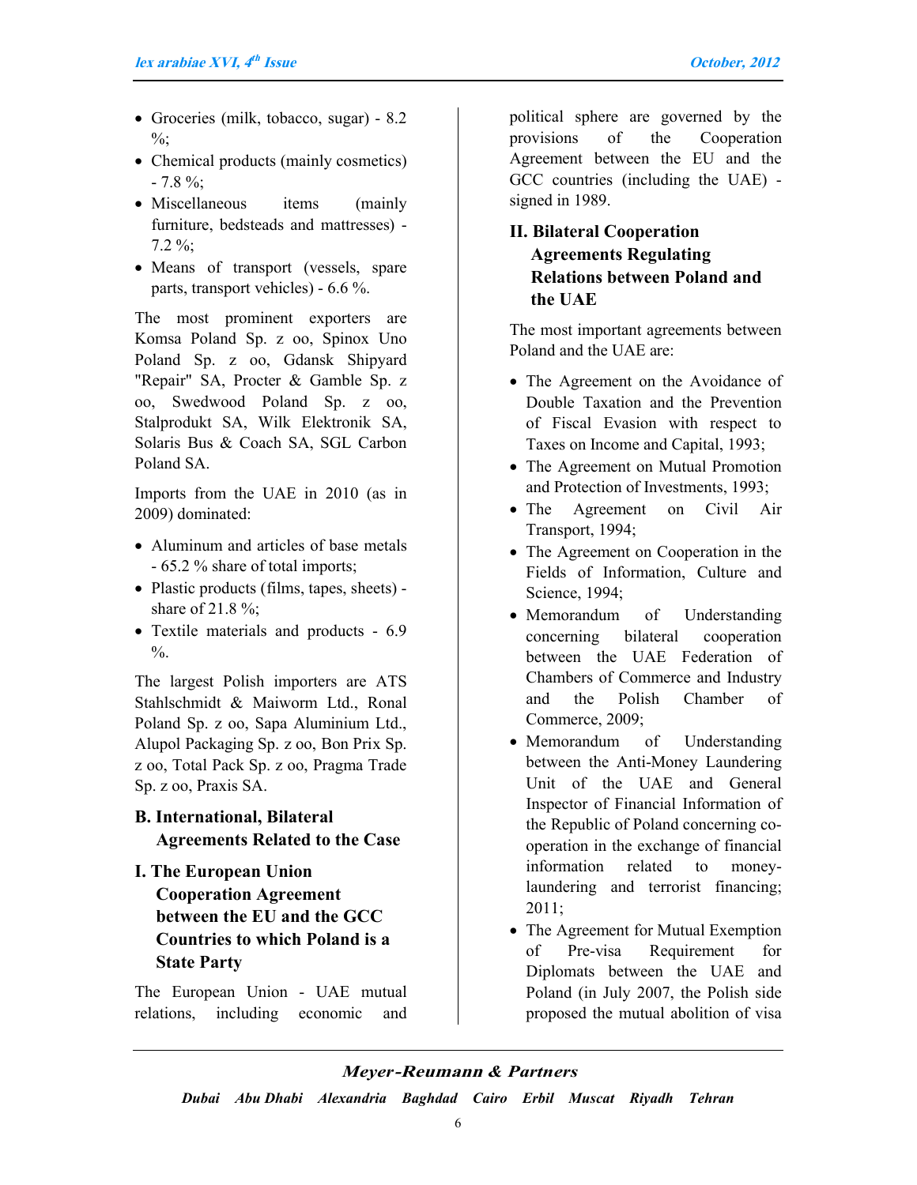- Groceries (milk, tobacco, sugar) - 8.2 %;
- Chemical products (mainly cosmetics) - 7.8 %;
- Miscellaneous items (mainly furniture, bedsteads and mattresses) - 7.2 %;
- Means of transport (vessels, spare parts, transport vehicles) - 6.6 %.

The most prominent exporters are Komsa Poland Sp. z oo, Spinox Uno Poland Sp. z oo, Gdansk Shipyard "Repair" SA, Procter & Gamble Sp. z oo, Swedwood Poland Sp. z oo, Stalprodukt SA, Wilk Elektronik SA, Solaris Bus & Coach SA, SGL Carbon Poland SA.

Imports from the UAE in 2010 (as in 2009) dominated:

- Aluminum and articles of base metals - 65.2 % share of total imports;
- Plastic products (films, tapes, sheets) - share of 21.8 %;
- Textile materials and products - 6.9 %.

The largest Polish importers are ATS Stahlschmidt & Maiworm Ltd., Ronal Poland Sp. z oo, Sapa Aluminium Ltd., Alupol Packaging Sp. z oo, Bon Prix Sp. z oo, Total Pack Sp. z oo, Pragma Trade Sp. z oo, Praxis SA.

## B. International, Bilateral Agreements Related to the Case

### I. The European Union Cooperation Agreement between the EU and the GCC Countries to which Poland is a State Party

The European Union - UAE mutual relations, including economic and political sphere are governed by the provisions of the Cooperation Agreement between the EU and the GCC countries (including the UAE) - signed in 1989.

### II. Bilateral Cooperation Agreements Regulating Relations between Poland and the UAE

The most important agreements between Poland and the UAE are:

- The Agreement on the Avoidance of Double Taxation and the Prevention of Fiscal Evasion with respect to Taxes on Income and Capital, 1993;
- The Agreement on Mutual Promotion and Protection of Investments, 1993;
- The Agreement on Civil Air Transport, 1994;
- The Agreement on Cooperation in the Fields of Information, Culture and Science, 1994;
- Memorandum of Understanding concerning bilateral cooperation between the UAE Federation of Chambers of Commerce and Industry and the Polish Chamber of Commerce, 2009;
- Memorandum of Understanding between the Anti-Money Laundering Unit of the UAE and General Inspector of Financial Information of the Republic of Poland concerning co-operation in the exchange of financial information related to money-laundering and terrorist financing; 2011;
- The Agreement for Mutual Exemption of Pre-visa Requirement for Diplomats between the UAE and Poland (in July 2007, the Polish side proposed the mutual abolition of visa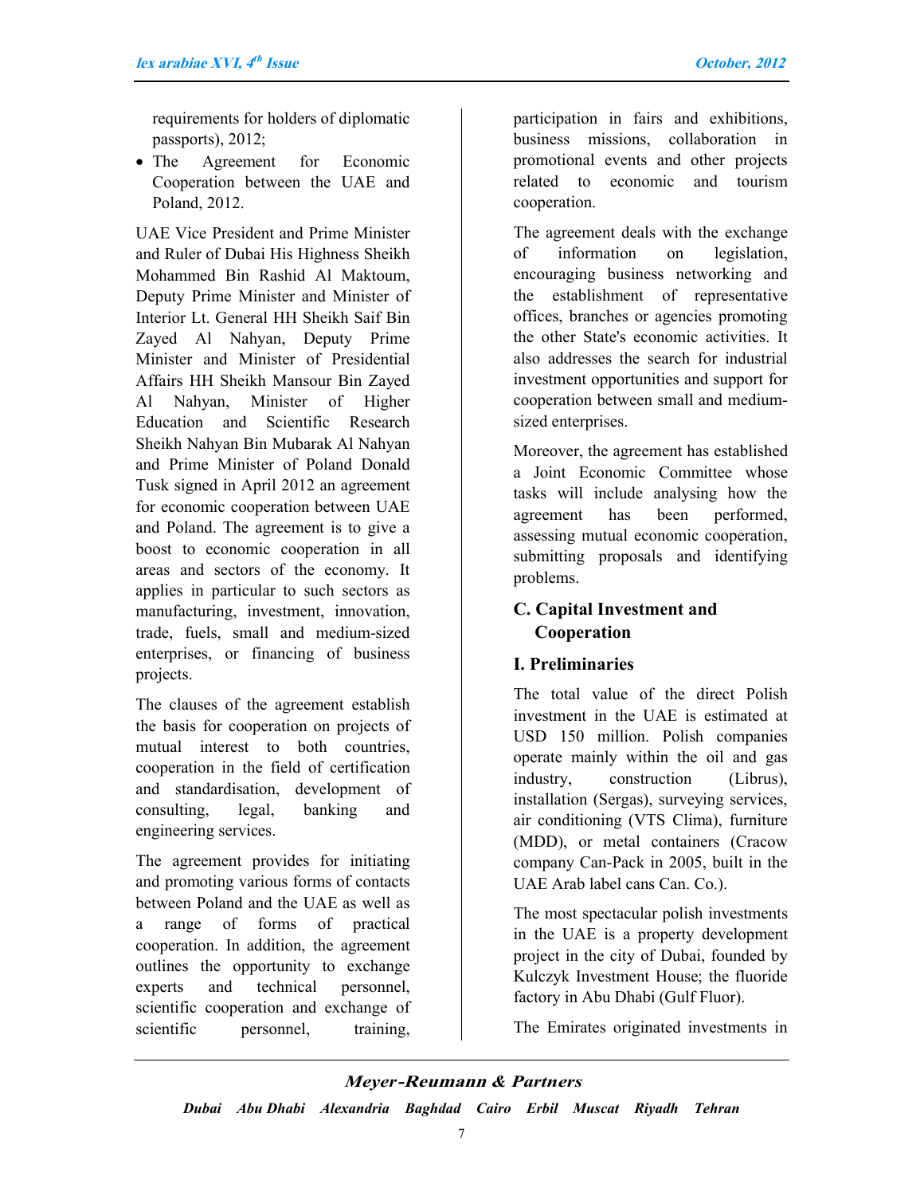requirements for holders of diplomatic passports), 2012;

- The Agreement for Economic Cooperation between the UAE and Poland, 2012.

UAE Vice President and Prime Minister and Ruler of Dubai His Highness Sheikh Mohammed Bin Rashid Al Maktoum, Deputy Prime Minister and Minister of Interior Lt. General HH Sheikh Saif Bin Zayed Al Nahyan, Deputy Prime Minister and Minister of Presidential Affairs HH Sheikh Mansour Bin Zayed Al Nahyan, Minister of Higher Education and Scientific Research Sheikh Nahyan Bin Mubarak Al Nahyan and Prime Minister of Poland Donald Tusk signed in April 2012 an agreement for economic cooperation between UAE and Poland. The agreement is to give a boost to economic cooperation in all areas and sectors of the economy. It applies in particular to such sectors as manufacturing, investment, innovation, trade, fuels, small and medium-sized enterprises, or financing of business projects.

The clauses of the agreement establish the basis for cooperation on projects of mutual interest to both countries, cooperation in the field of certification and standardisation, development of consulting, legal, banking and engineering services.

The agreement provides for initiating and promoting various forms of contacts between Poland and the UAE as well as a range of forms of practical cooperation. In addition, the agreement outlines the opportunity to exchange experts and technical personnel, scientific cooperation and exchange of scientific personnel, training, participation in fairs and exhibitions, business missions, collaboration in promotional events and other projects related to economic and tourism cooperation.

The agreement deals with the exchange of information on legislation, encouraging business networking and the establishment of representative offices, branches or agencies promoting the other State's economic activities. It also addresses the search for industrial investment opportunities and support for cooperation between small and medium-sized enterprises.

Moreover, the agreement has established a Joint Economic Committee whose tasks will include analysing how the agreement has been performed, assessing mutual economic cooperation, submitting proposals and identifying problems.

## C. Capital Investment and Cooperation

### I. Preliminaries

The total value of the direct Polish investment in the UAE is estimated at USD 150 million. Polish companies operate mainly within the oil and gas industry, construction (Librus), installation (Sergas), surveying services, air conditioning (VTS Clima), furniture (MDD), or metal containers (Cracow company Can-Pack in 2005, built in the UAE Arab label cans Can. Co.).

The most spectacular polish investments in the UAE is a property development project in the city of Dubai, founded by Kulczyk Investment House; the fluoride factory in Abu Dhabi (Gulf Fluor).

The Emirates originated investments in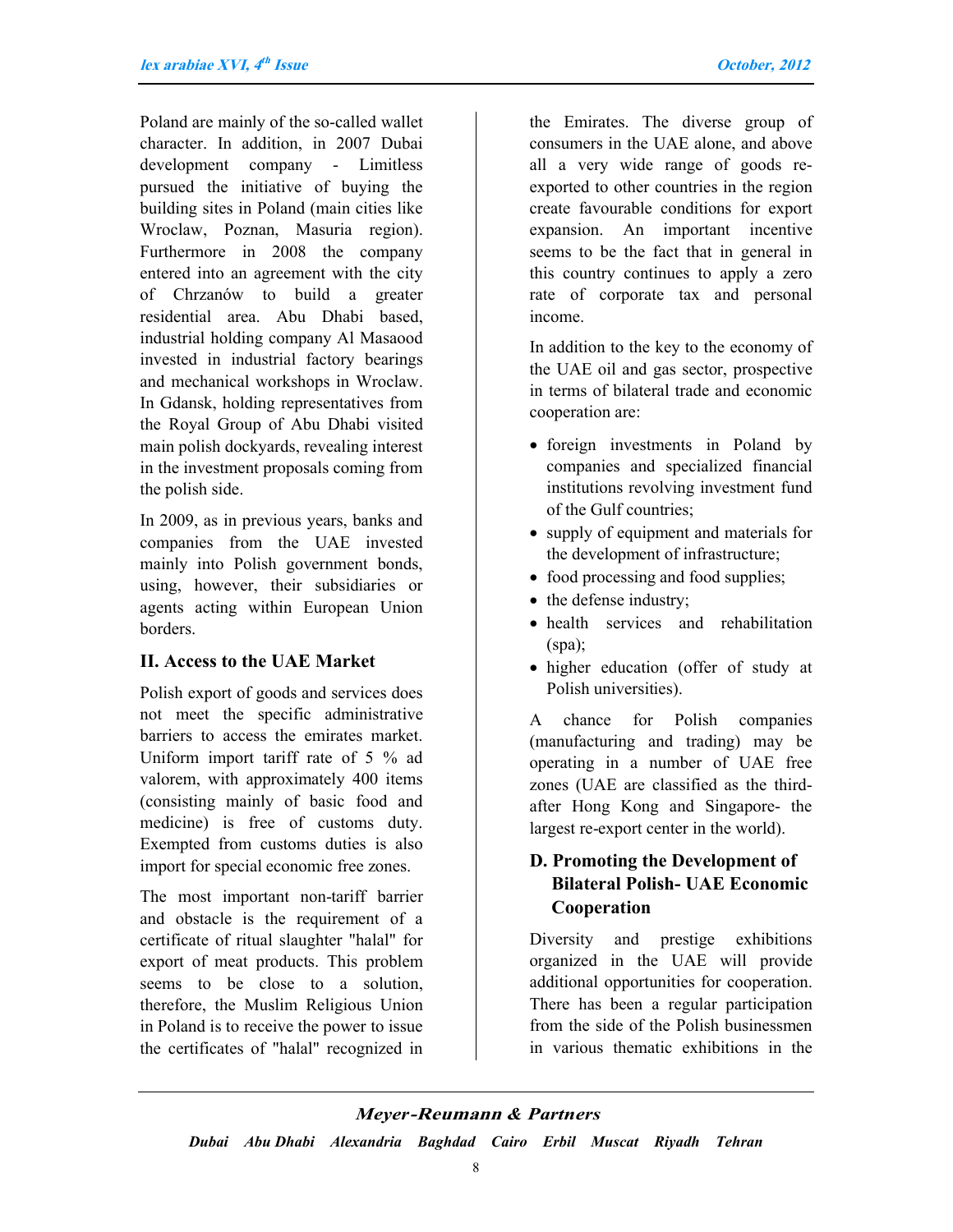Poland are mainly of the so-called wallet character. In addition, in 2007 Dubai development company - Limitless pursued the initiative of buying the building sites in Poland (main cities like Wroclaw, Poznan, Masuria region). Furthermore in 2008 the company entered into an agreement with the city of Chrzanów to build a greater residential area. Abu Dhabi based, industrial holding company Al Masaood invested in industrial factory bearings and mechanical workshops in Wroclaw. In Gdansk, holding representatives from the Royal Group of Abu Dhabi visited main polish dockyards, revealing interest in the investment proposals coming from the polish side.

In 2009, as in previous years, banks and companies from the UAE invested mainly into Polish government bonds, using, however, their subsidiaries or agents acting within European Union borders.

### II. Access to the UAE Market

Polish export of goods and services does not meet the specific administrative barriers to access the emirates market. Uniform import tariff rate of 5 % ad valorem, with approximately 400 items (consisting mainly of basic food and medicine) is free of customs duty. Exempted from customs duties is also import for special economic free zones.

The most important non-tariff barrier and obstacle is the requirement of a certificate of ritual slaughter "halal" for export of meat products. This problem seems to be close to a solution, therefore, the Muslim Religious Union in Poland is to receive the power to issue the certificates of "halal" recognized in the Emirates. The diverse group of consumers in the UAE alone, and above all a very wide range of goods re-exported to other countries in the region create favourable conditions for export expansion. An important incentive seems to be the fact that in general in this country continues to apply a zero rate of corporate tax and personal income.

In addition to the key to the economy of the UAE oil and gas sector, prospective in terms of bilateral trade and economic cooperation are:

- foreign investments in Poland by companies and specialized financial institutions revolving investment fund of the Gulf countries;
- supply of equipment and materials for the development of infrastructure;
- food processing and food supplies;
- the defense industry;
- health services and rehabilitation (spa);
- higher education (offer of study at Polish universities).

A chance for Polish companies (manufacturing and trading) may be operating in a number of UAE free zones (UAE are classified as the third- after Hong Kong and Singapore- the largest re-export center in the world).

### D. Promoting the Development of Bilateral Polish- UAE Economic Cooperation

Diversity and prestige exhibitions organized in the UAE will provide additional opportunities for cooperation. There has been a regular participation from the side of the Polish businessmen in various thematic exhibitions in the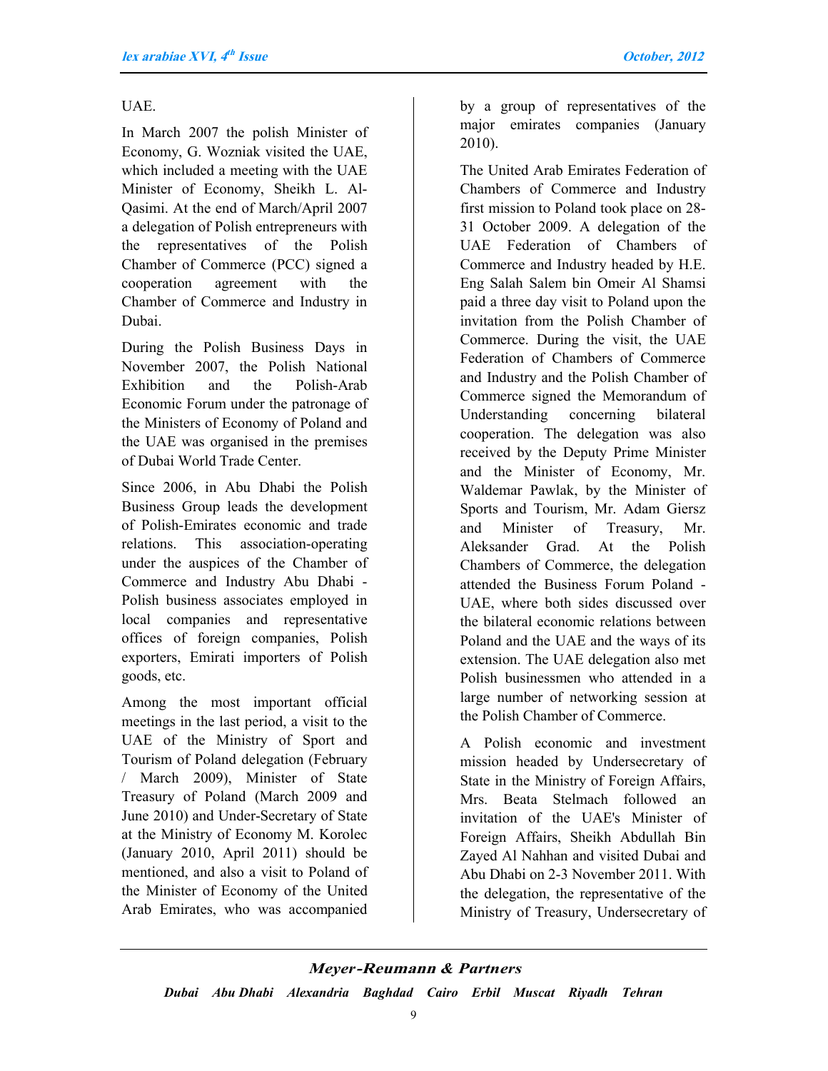UAE.

In March 2007 the polish Minister of Economy, G. Wozniak visited the UAE, which included a meeting with the UAE Minister of Economy, Sheikh L. Al-Qasimi. At the end of March/April 2007 a delegation of Polish entrepreneurs with the representatives of the Polish Chamber of Commerce (PCC) signed a cooperation agreement with the Chamber of Commerce and Industry in Dubai.

During the Polish Business Days in November 2007, the Polish National Exhibition and the Polish-Arab Economic Forum under the patronage of the Ministers of Economy of Poland and the UAE was organised in the premises of Dubai World Trade Center.

Since 2006, in Abu Dhabi the Polish Business Group leads the development of Polish-Emirates economic and trade relations. This association-operating under the auspices of the Chamber of Commerce and Industry Abu Dhabi - Polish business associates employed in local companies and representative offices of foreign companies, Polish exporters, Emirati importers of Polish goods, etc.

Among the most important official meetings in the last period, a visit to the UAE of the Ministry of Sport and Tourism of Poland delegation (February / March 2009), Minister of State Treasury of Poland (March 2009 and June 2010) and Under-Secretary of State at the Ministry of Economy M. Korolec (January 2010, April 2011) should be mentioned, and also a visit to Poland of the Minister of Economy of the United Arab Emirates, who was accompanied by a group of representatives of the major emirates companies (January 2010).

The United Arab Emirates Federation of Chambers of Commerce and Industry first mission to Poland took place on 28-31 October 2009. A delegation of the UAE Federation of Chambers of Commerce and Industry headed by H.E. Eng Salah Salem bin Omeir Al Shamsi paid a three day visit to Poland upon the invitation from the Polish Chamber of Commerce. During the visit, the UAE Federation of Chambers of Commerce and Industry and the Polish Chamber of Commerce signed the Memorandum of Understanding concerning bilateral cooperation. The delegation was also received by the Deputy Prime Minister and the Minister of Economy, Mr. Waldemar Pawlak, by the Minister of Sports and Tourism, Mr. Adam Giersz and Minister of Treasury, Mr. Aleksander Grad. At the Polish Chambers of Commerce, the delegation attended the Business Forum Poland - UAE, where both sides discussed over the bilateral economic relations between Poland and the UAE and the ways of its extension. The UAE delegation also met Polish businessmen who attended in a large number of networking session at the Polish Chamber of Commerce.

A Polish economic and investment mission headed by Undersecretary of State in the Ministry of Foreign Affairs, Mrs. Beata Stelmach followed an invitation of the UAE's Minister of Foreign Affairs, Sheikh Abdullah Bin Zayed Al Nahhan and visited Dubai and Abu Dhabi on 2-3 November 2011. With the delegation, the representative of the Ministry of Treasury, Undersecretary of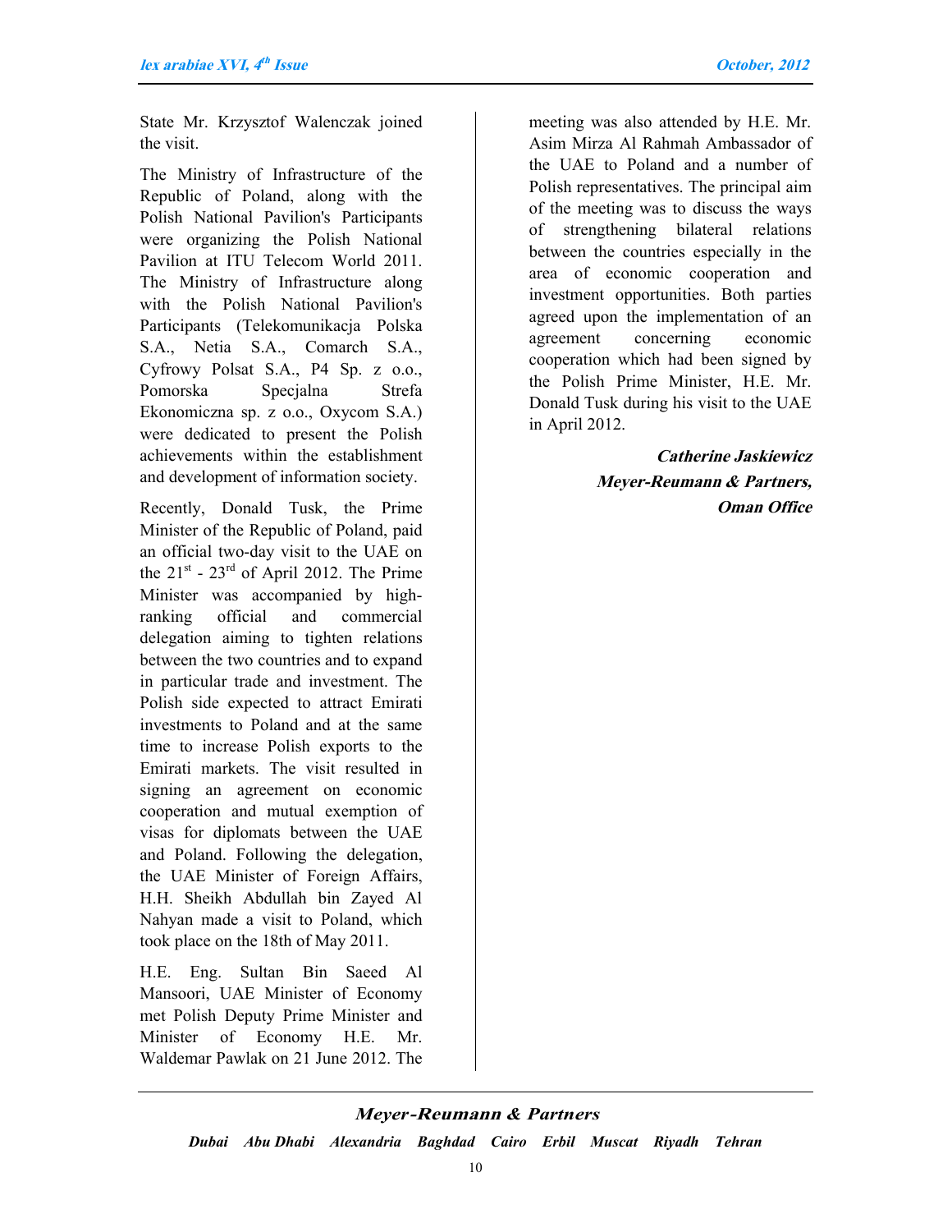State Mr. Krzysztof Walenczak joined the visit.

The Ministry of Infrastructure of the Republic of Poland, along with the Polish National Pavilion's Participants were organizing the Polish National Pavilion at ITU Telecom World 2011. The Ministry of Infrastructure along with the Polish National Pavilion's Participants (Telekomunikacja Polska S.A., Netia S.A., Comarch S.A., Cyfrowy Polsat S.A., P4 Sp. z o.o., Pomorska Specjalna Strefa Ekonomiczna sp. z o.o., Oxycom S.A.) were dedicated to present the Polish achievements within the establishment and development of information society.

Recently, Donald Tusk, the Prime Minister of the Republic of Poland, paid an official two-day visit to the UAE on the 21st - 23rd of April 2012. The Prime Minister was accompanied by high-ranking official and commercial delegation aiming to tighten relations between the two countries and to expand in particular trade and investment. The Polish side expected to attract Emirati investments to Poland and at the same time to increase Polish exports to the Emirati markets. The visit resulted in signing an agreement on economic cooperation and mutual exemption of visas for diplomats between the UAE and Poland. Following the delegation, the UAE Minister of Foreign Affairs, H.H. Sheikh Abdullah bin Zayed Al Nahyan made a visit to Poland, which took place on the 18th of May 2011.

H.E. Eng. Sultan Bin Saeed Al Mansoori, UAE Minister of Economy met Polish Deputy Prime Minister and Minister of Economy H.E. Mr. Waldemar Pawlak on 21 June 2012. The meeting was also attended by H.E. Mr. Asim Mirza Al Rahmah Ambassador of the UAE to Poland and a number of Polish representatives. The principal aim of the meeting was to discuss the ways of strengthening bilateral relations between the countries especially in the area of economic cooperation and investment opportunities. Both parties agreed upon the implementation of an agreement concerning economic cooperation which had been signed by the Polish Prime Minister, H.E. Mr. Donald Tusk during his visit to the UAE in April 2012.

***Catherine Jaskiewicz***
***Meyer-Reumann & Partners,***
***Oman Office***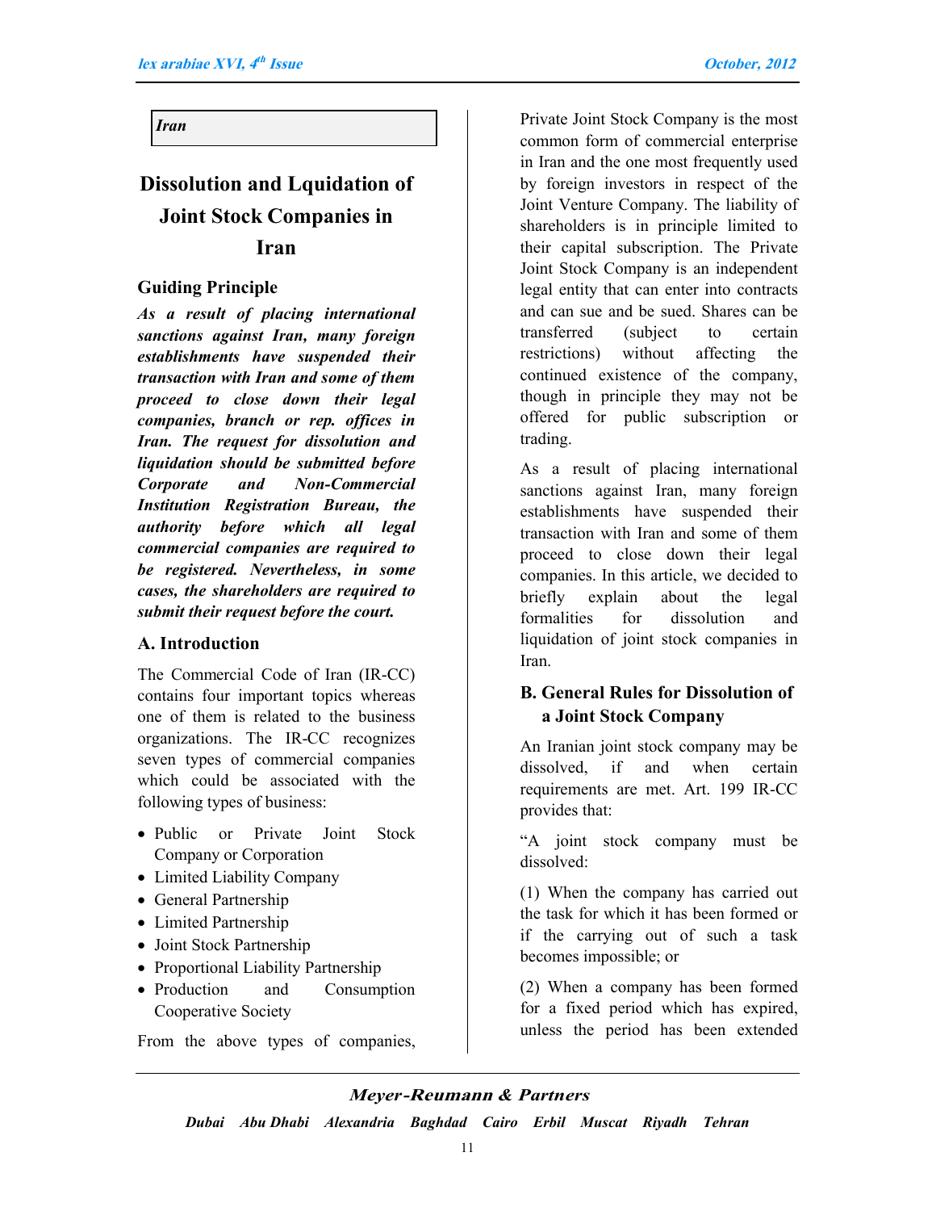*Iran*

# Dissolution and Lquidation of Joint Stock Companies in Iran

### Guiding Principle

***As a result of placing international sanctions against Iran, many foreign establishments have suspended their transaction with Iran and some of them proceed to close down their legal companies, branch or rep. offices in Iran. The request for dissolution and liquidation should be submitted before Corporate and Non-Commercial Institution Registration Bureau, the authority before which all legal commercial companies are required to be registered. Nevertheless, in some cases, the shareholders are required to submit their request before the court.***

### A. Introduction

The Commercial Code of Iran (IR-CC) contains four important topics whereas one of them is related to the business organizations. The IR-CC recognizes seven types of commercial companies which could be associated with the following types of business:

- Public or Private Joint Stock Company or Corporation
- Limited Liability Company
- General Partnership
- Limited Partnership
- Joint Stock Partnership
- Proportional Liability Partnership
- Production and Consumption Cooperative Society

From the above types of companies, Private Joint Stock Company is the most common form of commercial enterprise in Iran and the one most frequently used by foreign investors in respect of the Joint Venture Company. The liability of shareholders is in principle limited to their capital subscription. The Private Joint Stock Company is an independent legal entity that can enter into contracts and can sue and be sued. Shares can be transferred (subject to certain restrictions) without affecting the continued existence of the company, though in principle they may not be offered for public subscription or trading.

As a result of placing international sanctions against Iran, many foreign establishments have suspended their transaction with Iran and some of them proceed to close down their legal companies. In this article, we decided to briefly explain about the legal formalities for dissolution and liquidation of joint stock companies in Iran.

### B. General Rules for Dissolution of a Joint Stock Company

An Iranian joint stock company may be dissolved, if and when certain requirements are met. Art. 199 IR-CC provides that:

"A joint stock company must be dissolved:

(1) When the company has carried out the task for which it has been formed or if the carrying out of such a task becomes impossible; or

(2) When a company has been formed for a fixed period which has expired, unless the period has been extended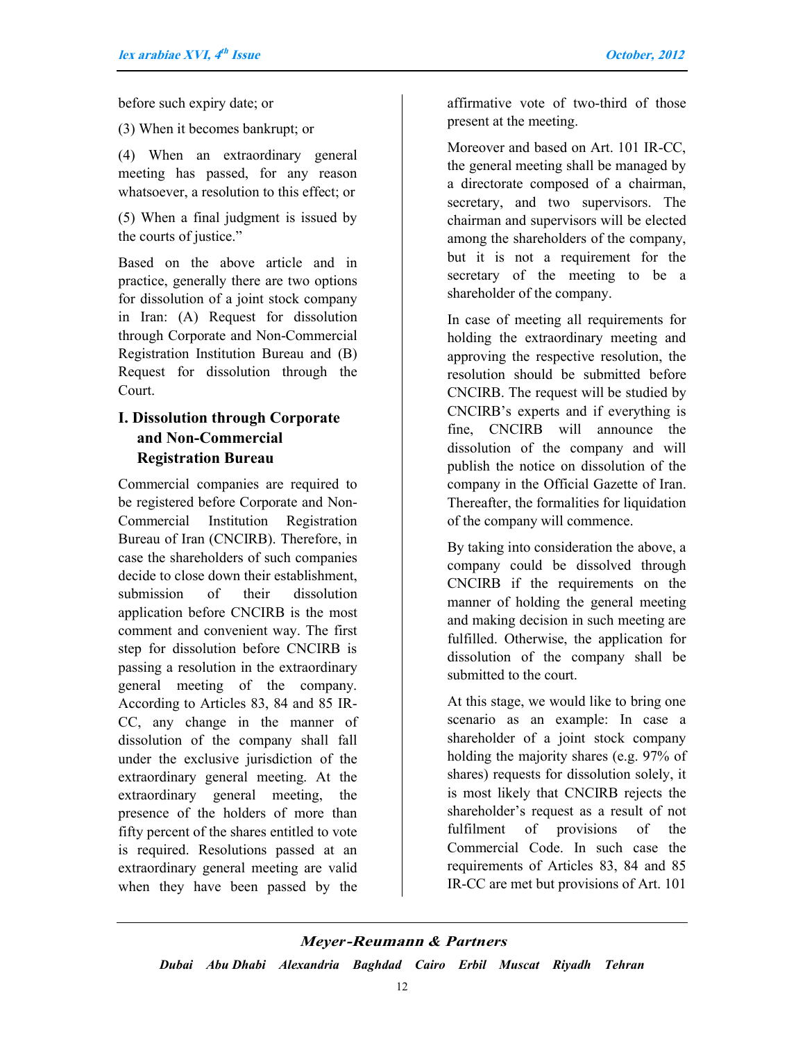before such expiry date; or

(3) When it becomes bankrupt; or

(4) When an extraordinary general meeting has passed, for any reason whatsoever, a resolution to this effect; or

(5) When a final judgment is issued by the courts of justice."

Based on the above article and in practice, generally there are two options for dissolution of a joint stock company in Iran: (A) Request for dissolution through Corporate and Non-Commercial Registration Institution Bureau and (B) Request for dissolution through the Court.

## I. Dissolution through Corporate and Non-Commercial Registration Bureau

Commercial companies are required to be registered before Corporate and Non-Commercial Institution Registration Bureau of Iran (CNCIRB). Therefore, in case the shareholders of such companies decide to close down their establishment, submission of their dissolution application before CNCIRB is the most comment and convenient way. The first step for dissolution before CNCIRB is passing a resolution in the extraordinary general meeting of the company. According to Articles 83, 84 and 85 IR-CC, any change in the manner of dissolution of the company shall fall under the exclusive jurisdiction of the extraordinary general meeting. At the extraordinary general meeting, the presence of the holders of more than fifty percent of the shares entitled to vote is required. Resolutions passed at an extraordinary general meeting are valid when they have been passed by the affirmative vote of two-third of those present at the meeting.

Moreover and based on Art. 101 IR-CC, the general meeting shall be managed by a directorate composed of a chairman, secretary, and two supervisors. The chairman and supervisors will be elected among the shareholders of the company, but it is not a requirement for the secretary of the meeting to be a shareholder of the company.

In case of meeting all requirements for holding the extraordinary meeting and approving the respective resolution, the resolution should be submitted before CNCIRB. The request will be studied by CNCIRB's experts and if everything is fine, CNCIRB will announce the dissolution of the company and will publish the notice on dissolution of the company in the Official Gazette of Iran. Thereafter, the formalities for liquidation of the company will commence.

By taking into consideration the above, a company could be dissolved through CNCIRB if the requirements on the manner of holding the general meeting and making decision in such meeting are fulfilled. Otherwise, the application for dissolution of the company shall be submitted to the court.

At this stage, we would like to bring one scenario as an example: In case a shareholder of a joint stock company holding the majority shares (e.g. 97% of shares) requests for dissolution solely, it is most likely that CNCIRB rejects the shareholder's request as a result of not fulfilment of provisions of the Commercial Code. In such case the requirements of Articles 83, 84 and 85 IR-CC are met but provisions of Art. 101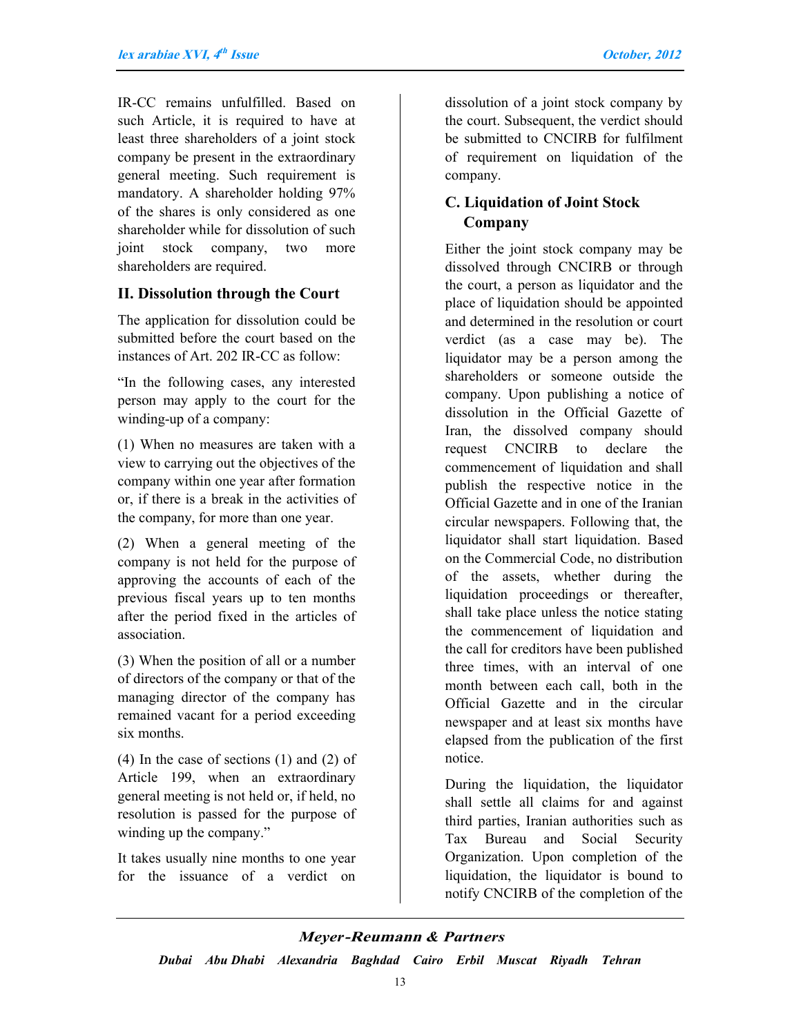IR-CC remains unfulfilled. Based on such Article, it is required to have at least three shareholders of a joint stock company be present in the extraordinary general meeting. Such requirement is mandatory. A shareholder holding 97% of the shares is only considered as one shareholder while for dissolution of such joint stock company, two more shareholders are required.

## II. Dissolution through the Court

The application for dissolution could be submitted before the court based on the instances of Art. 202 IR-CC as follow:

"In the following cases, any interested person may apply to the court for the winding-up of a company:

(1) When no measures are taken with a view to carrying out the objectives of the company within one year after formation or, if there is a break in the activities of the company, for more than one year.

(2) When a general meeting of the company is not held for the purpose of approving the accounts of each of the previous fiscal years up to ten months after the period fixed in the articles of association.

(3) When the position of all or a number of directors of the company or that of the managing director of the company has remained vacant for a period exceeding six months.

(4) In the case of sections (1) and (2) of Article 199, when an extraordinary general meeting is not held or, if held, no resolution is passed for the purpose of winding up the company."

It takes usually nine months to one year for the issuance of a verdict on dissolution of a joint stock company by the court. Subsequent, the verdict should be submitted to CNCIRB for fulfilment of requirement on liquidation of the company.

## C. Liquidation of Joint Stock Company

Either the joint stock company may be dissolved through CNCIRB or through the court, a person as liquidator and the place of liquidation should be appointed and determined in the resolution or court verdict (as a case may be). The liquidator may be a person among the shareholders or someone outside the company. Upon publishing a notice of dissolution in the Official Gazette of Iran, the dissolved company should request CNCIRB to declare the commencement of liquidation and shall publish the respective notice in the Official Gazette and in one of the Iranian circular newspapers. Following that, the liquidator shall start liquidation. Based on the Commercial Code, no distribution of the assets, whether during the liquidation proceedings or thereafter, shall take place unless the notice stating the commencement of liquidation and the call for creditors have been published three times, with an interval of one month between each call, both in the Official Gazette and in the circular newspaper and at least six months have elapsed from the publication of the first notice.

During the liquidation, the liquidator shall settle all claims for and against third parties, Iranian authorities such as Tax Bureau and Social Security Organization. Upon completion of the liquidation, the liquidator is bound to notify CNCIRB of the completion of the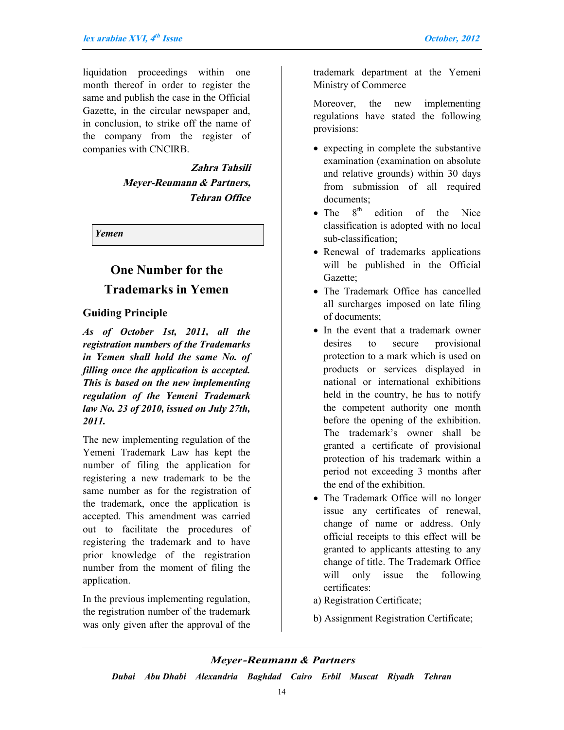liquidation proceedings within one month thereof in order to register the same and publish the case in the Official Gazette, in the circular newspaper and, in conclusion, to strike off the name of the company from the register of companies with CNCIRB.

***Zahra Tahsili***
***Meyer-Reumann & Partners,***
***Tehran Office***

***Yemen***

## One Number for the Trademarks in Yemen

### Guiding Principle

***As of October 1st, 2011, all the registration numbers of the Trademarks in Yemen shall hold the same No. of filling once the application is accepted. This is based on the new implementing regulation of the Yemeni Trademark law No. 23 of 2010, issued on July 27th, 2011.***

The new implementing regulation of the Yemeni Trademark Law has kept the number of filing the application for registering a new trademark to be the same number as for the registration of the trademark, once the application is accepted. This amendment was carried out to facilitate the procedures of registering the trademark and to have prior knowledge of the registration number from the moment of filing the application.

In the previous implementing regulation, the registration number of the trademark was only given after the approval of the trademark department at the Yemeni Ministry of Commerce

Moreover, the new implementing regulations have stated the following provisions:

- expecting in complete the substantive examination (examination on absolute and relative grounds) within 30 days from submission of all required documents;
- The 8th edition of the Nice classification is adopted with no local sub-classification;
- Renewal of trademarks applications will be published in the Official Gazette;
- The Trademark Office has cancelled all surcharges imposed on late filing of documents;
- In the event that a trademark owner desires to secure provisional protection to a mark which is used on products or services displayed in national or international exhibitions held in the country, he has to notify the competent authority one month before the opening of the exhibition. The trademark's owner shall be granted a certificate of provisional protection of his trademark within a period not exceeding 3 months after the end of the exhibition.
- The Trademark Office will no longer issue any certificates of renewal, change of name or address. Only official receipts to this effect will be granted to applicants attesting to any change of title. The Trademark Office will only issue the following certificates:

a) Registration Certificate;

b) Assignment Registration Certificate;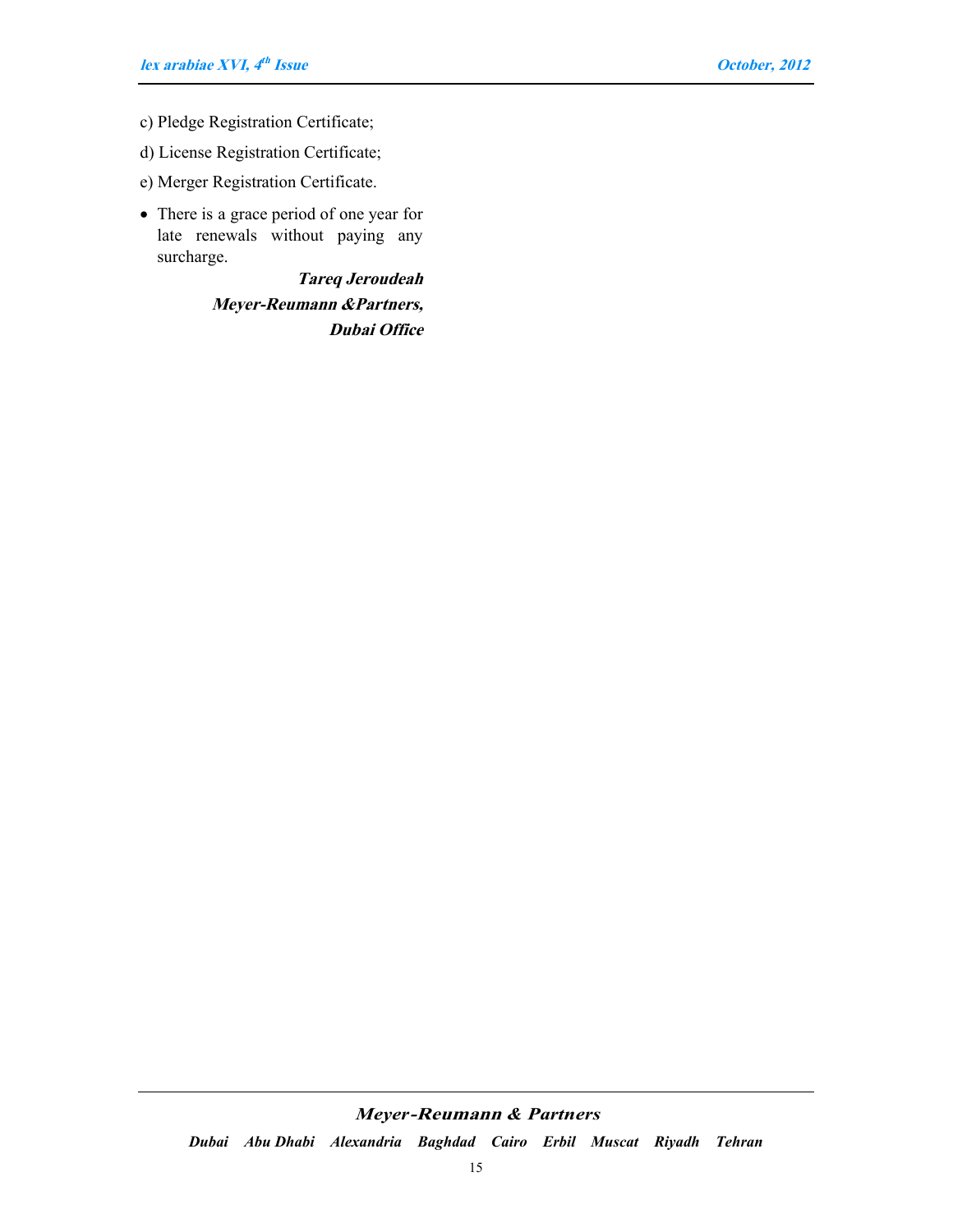c) Pledge Registration Certificate;

d) License Registration Certificate;

e) Merger Registration Certificate.

- There is a grace period of one year for late renewals without paying any surcharge.

***Tareq Jeroudeah***
***Meyer-Reumann &Partners,***
***Dubai Office***